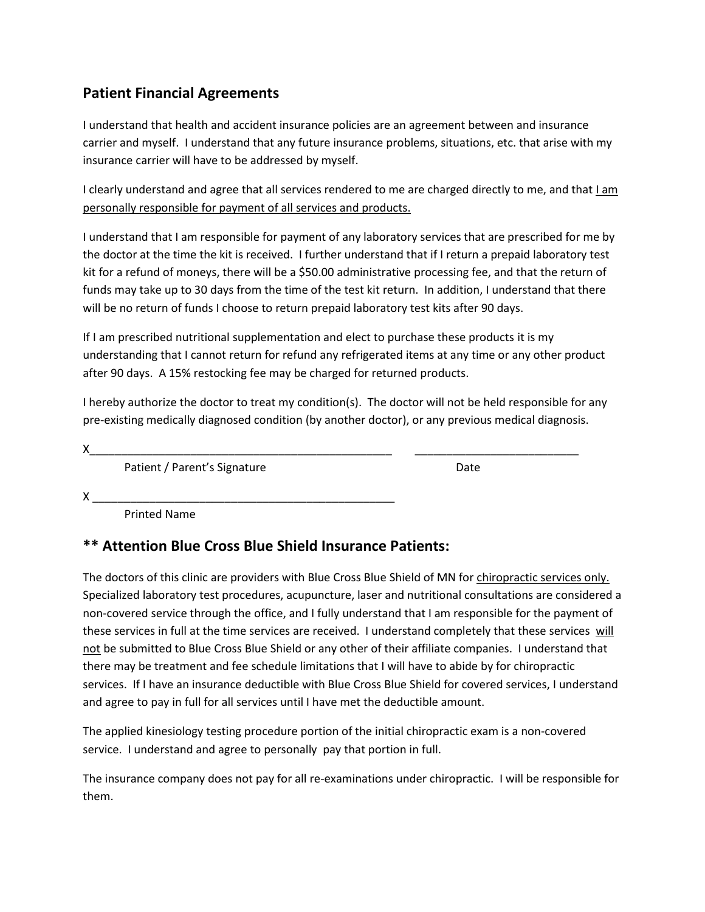## Patient Financial Agreements

I understand that health and accident insurance policies are an agreement between and insurance carrier and myself. I understand that any future insurance problems, situations, etc. that arise with my insurance carrier will have to be addressed by myself.

I clearly understand and agree that all services rendered to me are charged directly to me, and that <u>I am personally responsible for payment of all services and products.</u>

I understand that I am responsible for payment of any laboratory services that are prescribed for me by the doctor at the time the kit is received. I further understand that if I return a prepaid laboratory test kit for a refund of moneys, there will be a $50.00 administrative processing fee, and that the return of funds may take up to 30 days from the time of the test kit return. In addition, I understand that there will be no return of funds I choose to return prepaid laboratory test kits after 90 days.

If I am prescribed nutritional supplementation and elect to purchase these products it is my understanding that I cannot return for refund any refrigerated items at any time or any other product after 90 days. A 15% restocking fee may be charged for returned products.

I hereby authorize the doctor to treat my condition(s). The doctor will not be held responsible for any pre-existing medically diagnosed condition (by another doctor), or any previous medical diagnosis.

X__________________________________________________ __________________________

Patient / Parent's Signature Date

X _________________________________________________

Printed Name

## ** Attention Blue Cross Blue Shield Insurance Patients:

The doctors of this clinic are providers with Blue Cross Blue Shield of MN for <u>chiropractic services only.</u> Specialized laboratory test procedures, acupuncture, laser and nutritional consultations are considered a non-covered service through the office, and I fully understand that I am responsible for the payment of these services in full at the time services are received. I understand completely that these services <u>will not</u> be submitted to Blue Cross Blue Shield or any other of their affiliate companies. I understand that there may be treatment and fee schedule limitations that I will have to abide by for chiropractic services. If I have an insurance deductible with Blue Cross Blue Shield for covered services, I understand and agree to pay in full for all services until I have met the deductible amount.

The applied kinesiology testing procedure portion of the initial chiropractic exam is a non-covered service. I understand and agree to personally pay that portion in full.

The insurance company does not pay for all re-examinations under chiropractic. I will be responsible for them.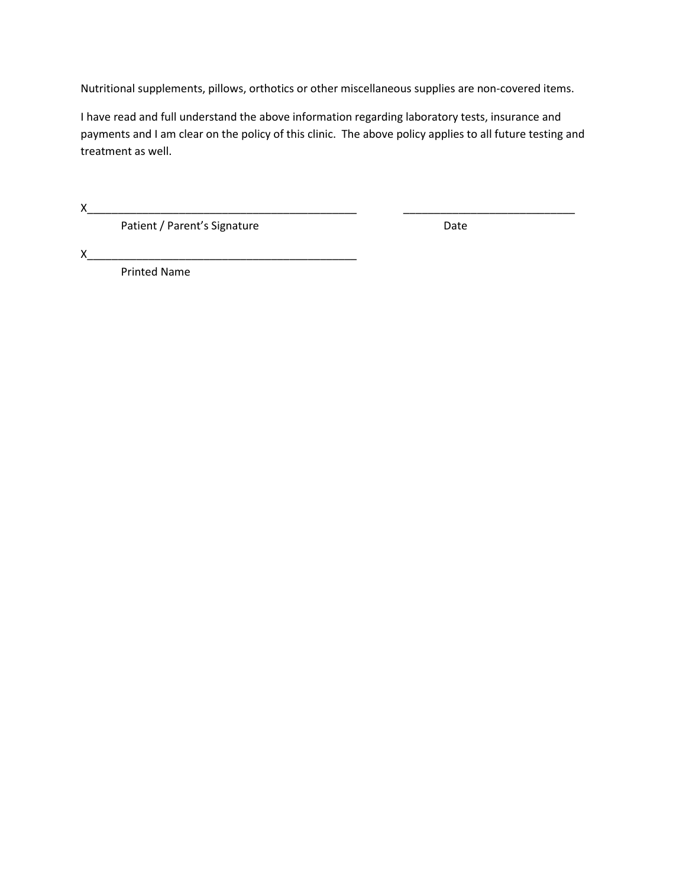Nutritional supplements, pillows, orthotics or other miscellaneous supplies are non-covered items.

I have read and full understand the above information regarding laboratory tests, insurance and payments and I am clear on the policy of this clinic. The above policy applies to all future testing and treatment as well.

X_____________________________________________ ____________________________

Patient / Parent's Signature Date

X_____________________________________________

Printed Name